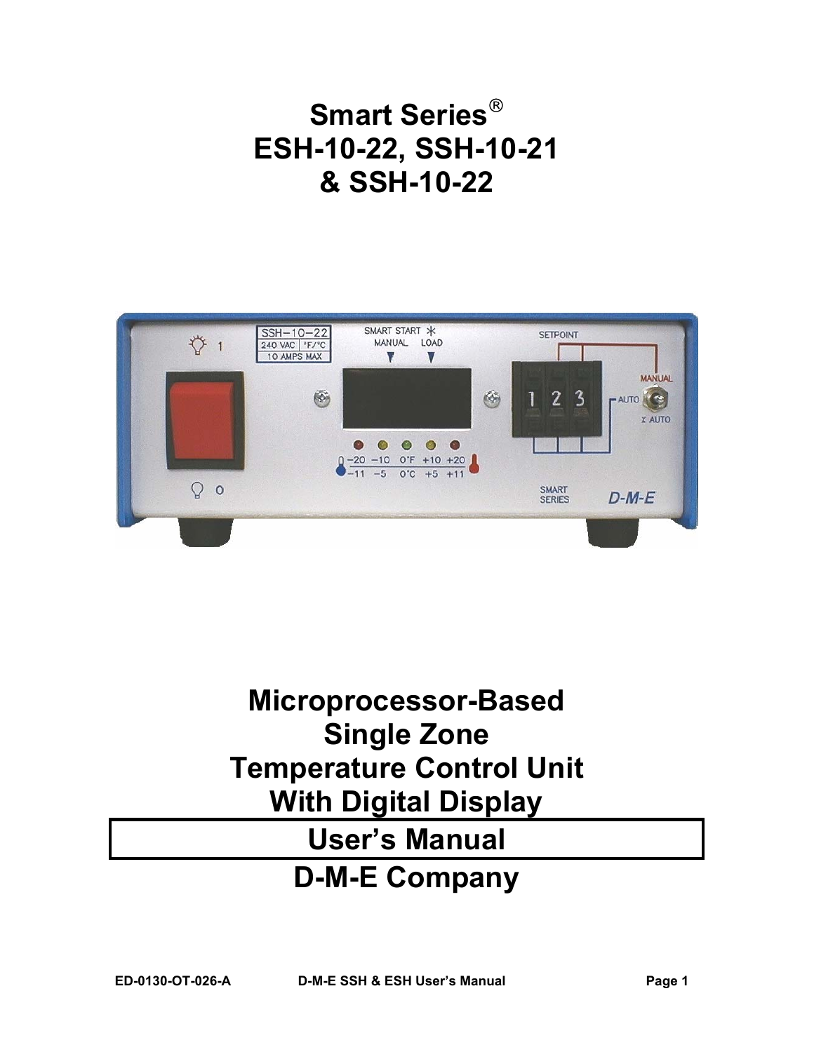# Smart Series®
# ESH-10-22, SSH-10-21
# & SSH-10-22

# Microprocessor-Based Single Zone Temperature Control Unit With Digital Display

## User's Manual

## D-M-E Company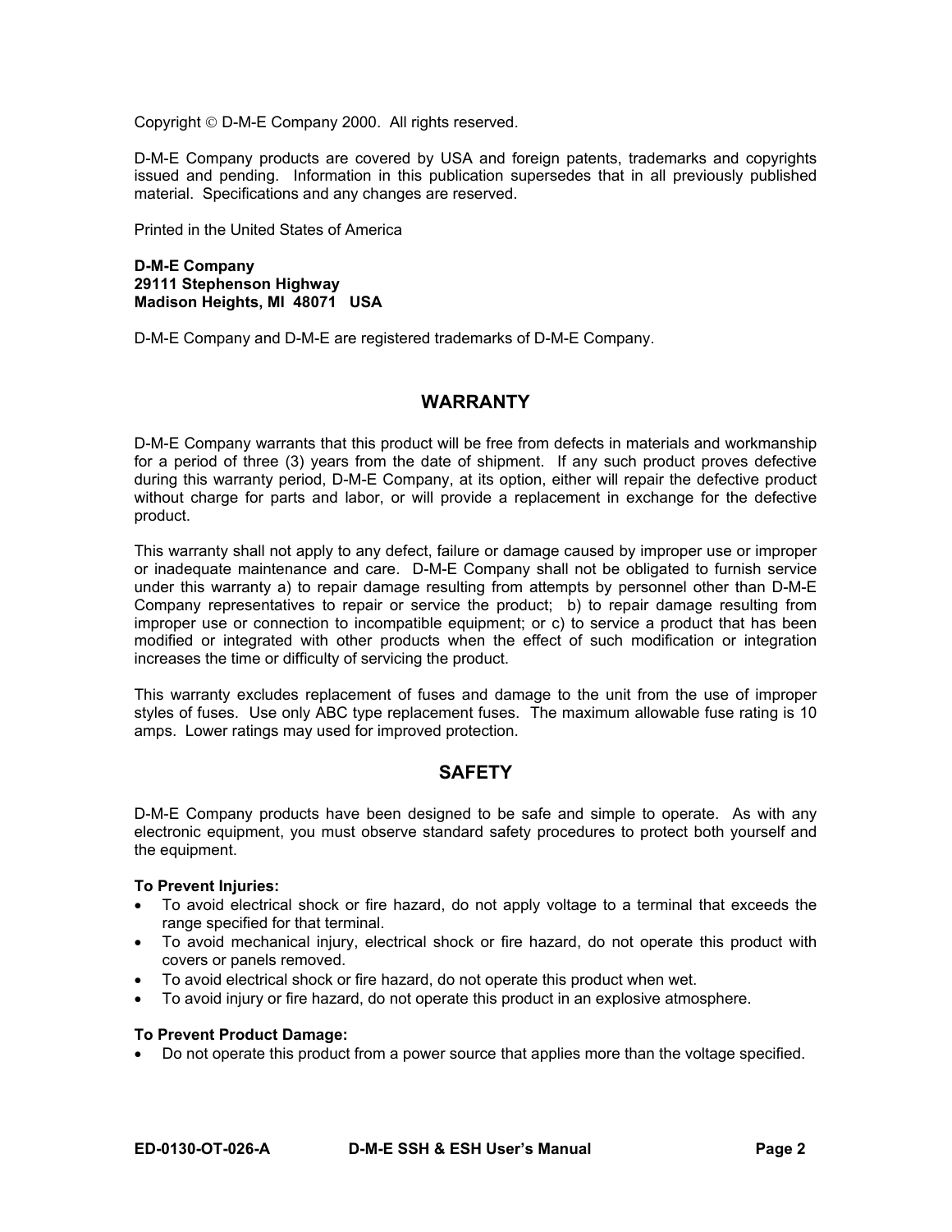Copyright © D-M-E Company 2000. All rights reserved.

D-M-E Company products are covered by USA and foreign patents, trademarks and copyrights issued and pending. Information in this publication supersedes that in all previously published material. Specifications and any changes are reserved.

Printed in the United States of America

**D-M-E Company**
**29111 Stephenson Highway**
**Madison Heights, MI 48071 USA**

D-M-E Company and D-M-E are registered trademarks of D-M-E Company.

## WARRANTY

D-M-E Company warrants that this product will be free from defects in materials and workmanship for a period of three (3) years from the date of shipment. If any such product proves defective during this warranty period, D-M-E Company, at its option, either will repair the defective product without charge for parts and labor, or will provide a replacement in exchange for the defective product.

This warranty shall not apply to any defect, failure or damage caused by improper use or improper or inadequate maintenance and care. D-M-E Company shall not be obligated to furnish service under this warranty a) to repair damage resulting from attempts by personnel other than D-M-E Company representatives to repair or service the product; b) to repair damage resulting from improper use or connection to incompatible equipment; or c) to service a product that has been modified or integrated with other products when the effect of such modification or integration increases the time or difficulty of servicing the product.

This warranty excludes replacement of fuses and damage to the unit from the use of improper styles of fuses. Use only ABC type replacement fuses. The maximum allowable fuse rating is 10 amps. Lower ratings may used for improved protection.

## SAFETY

D-M-E Company products have been designed to be safe and simple to operate. As with any electronic equipment, you must observe standard safety procedures to protect both yourself and the equipment.

**To Prevent Injuries:**

- To avoid electrical shock or fire hazard, do not apply voltage to a terminal that exceeds the range specified for that terminal.
- To avoid mechanical injury, electrical shock or fire hazard, do not operate this product with covers or panels removed.
- To avoid electrical shock or fire hazard, do not operate this product when wet.
- To avoid injury or fire hazard, do not operate this product in an explosive atmosphere.

**To Prevent Product Damage:**

- Do not operate this product from a power source that applies more than the voltage specified.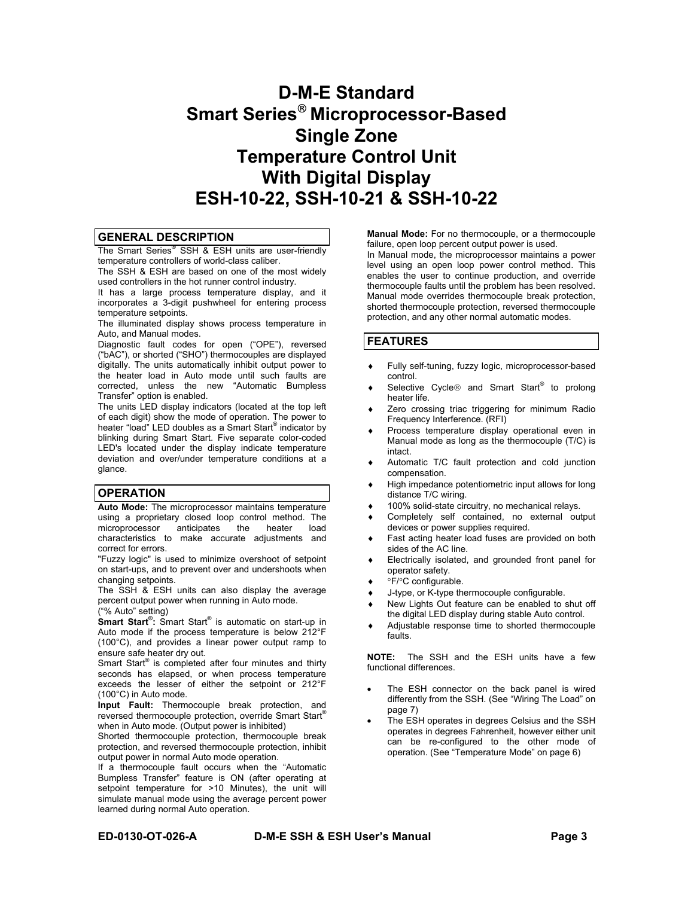# D-M-E Standard Smart Series® Microprocessor-Based Single Zone Temperature Control Unit With Digital Display ESH-10-22, SSH-10-21 & SSH-10-22

## GENERAL DESCRIPTION

The Smart Series® SSH & ESH units are user-friendly temperature controllers of world-class caliber.

The SSH & ESH are based on one of the most widely used controllers in the hot runner control industry.

It has a large process temperature display, and it incorporates a 3-digit pushwheel for entering process temperature setpoints.

The illuminated display shows process temperature in Auto, and Manual modes.

Diagnostic fault codes for open ("OPE"), reversed ("bAC"), or shorted ("SHO") thermocouples are displayed digitally. The units automatically inhibit output power to the heater load in Auto mode until such faults are corrected, unless the new "Automatic Bumpless Transfer" option is enabled.

The units LED display indicators (located at the top left of each digit) show the mode of operation. The power to heater "load" LED doubles as a Smart Start® indicator by blinking during Smart Start. Five separate color-coded LED's located under the display indicate temperature deviation and over/under temperature conditions at a glance.

## OPERATION

**Auto Mode:** The microprocessor maintains temperature using a proprietary closed loop control method. The microprocessor anticipates the heater load characteristics to make accurate adjustments and correct for errors.

"Fuzzy logic" is used to minimize overshoot of setpoint on start-ups, and to prevent over and undershoots when changing setpoints.

The SSH & ESH units can also display the average percent output power when running in Auto mode. ("% Auto" setting)

**Smart Start®:** Smart Start® is automatic on start-up in Auto mode if the process temperature is below 212°F (100°C), and provides a linear power output ramp to ensure safe heater dry out.

Smart Start® is completed after four minutes and thirty seconds has elapsed, or when process temperature exceeds the lesser of either the setpoint or 212°F (100°C) in Auto mode.

**Input Fault:** Thermocouple break protection, and reversed thermocouple protection, override Smart Start® when in Auto mode. (Output power is inhibited)

Shorted thermocouple protection, thermocouple break protection, and reversed thermocouple protection, inhibit output power in normal Auto mode operation.

If a thermocouple fault occurs when the "Automatic Bumpless Transfer" feature is ON (after operating at setpoint temperature for >10 Minutes), the unit will simulate manual mode using the average percent power learned during normal Auto operation.

**Manual Mode:** For no thermocouple, or a thermocouple failure, open loop percent output power is used.

In Manual mode, the microprocessor maintains a power level using an open loop power control method. This enables the user to continue production, and override thermocouple faults until the problem has been resolved. Manual mode overrides thermocouple break protection, shorted thermocouple protection, reversed thermocouple protection, and any other normal automatic modes.

## FEATURES

- Fully self-tuning, fuzzy logic, microprocessor-based control.
- Selective Cycle® and Smart Start® to prolong heater life.
- Zero crossing triac triggering for minimum Radio Frequency Interference. (RFI)
- Process temperature display operational even in Manual mode as long as the thermocouple (T/C) is intact.
- Automatic T/C fault protection and cold junction compensation.
- High impedance potentiometric input allows for long distance T/C wiring.
- 100% solid-state circuitry, no mechanical relays.
- Completely self contained, no external output devices or power supplies required.
- Fast acting heater load fuses are provided on both sides of the AC line.
- Electrically isolated, and grounded front panel for operator safety.
- °F/°C configurable.
- J-type, or K-type thermocouple configurable.
- New Lights Out feature can be enabled to shut off the digital LED display during stable Auto control.
- Adjustable response time to shorted thermocouple faults.

**NOTE:** The SSH and the ESH units have a few functional differences.

- The ESH connector on the back panel is wired differently from the SSH. (See "Wiring The Load" on page 7)
- The ESH operates in degrees Celsius and the SSH operates in degrees Fahrenheit, however either unit can be re-configured to the other mode of operation. (See "Temperature Mode" on page 6)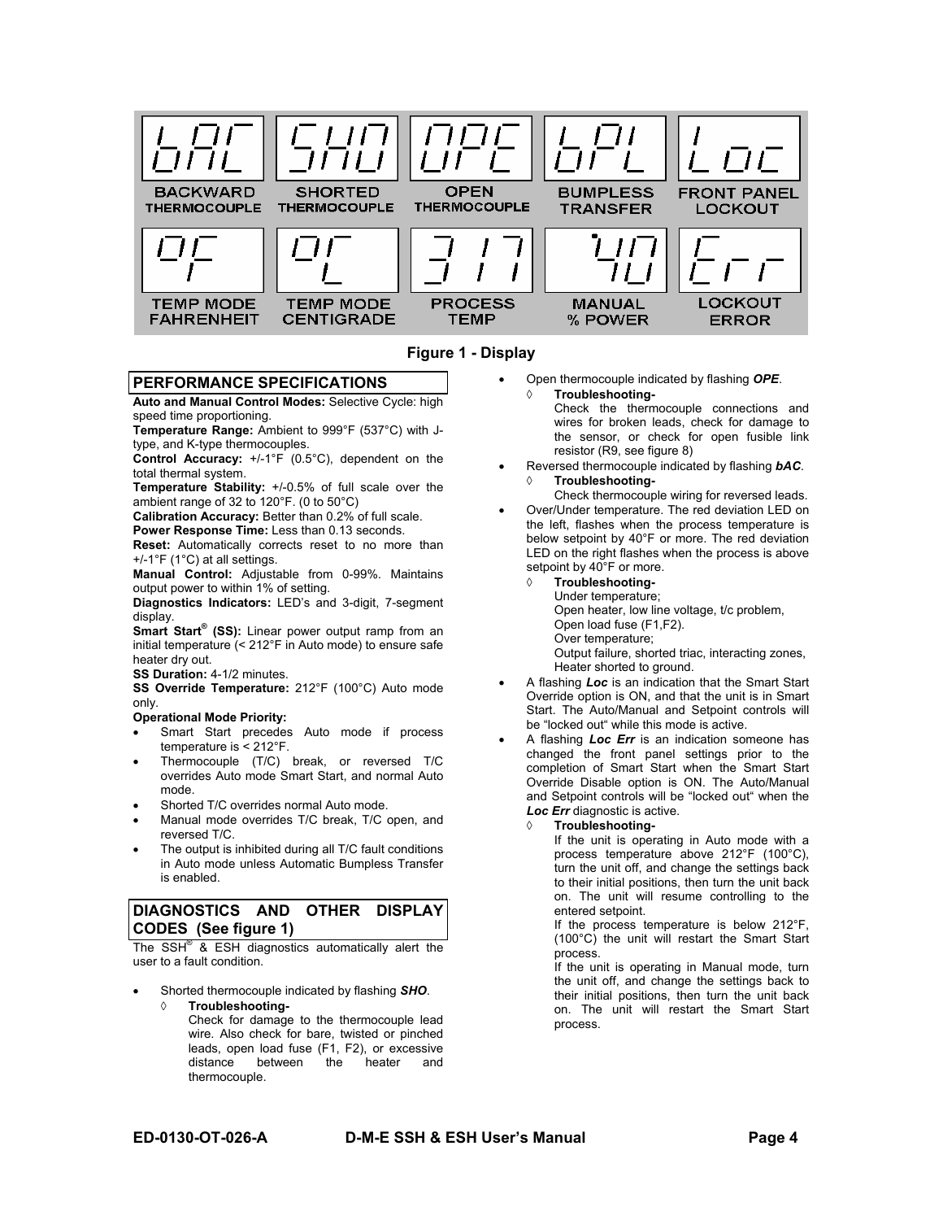| bAC | SHO | OPE | bPL | Loc |
| --- | --- | --- | --- | --- |
| BACKWARD THERMOCOUPLE | SHORTED THERMOCOUPLE | OPEN THERMOCOUPLE | BUMPLESS TRANSFER | FRONT PANEL LOCKOUT |
| °F | °C | 317 | 40 | Err |
| TEMP MODE FAHRENHEIT | TEMP MODE CENTIGRADE | PROCESS TEMP | MANUAL % POWER | LOCKOUT ERROR |

**Figure 1 - Display**

## PERFORMANCE SPECIFICATIONS

**Auto and Manual Control Modes:** Selective Cycle: high speed time proportioning.

**Temperature Range:** Ambient to 999°F (537°C) with J-type, and K-type thermocouples.

**Control Accuracy:** +/-1°F (0.5°C), dependent on the total thermal system.

**Temperature Stability:** +/-0.5% of full scale over the ambient range of 32 to 120°F. (0 to 50°C)

**Calibration Accuracy:** Better than 0.2% of full scale.

**Power Response Time:** Less than 0.13 seconds.

**Reset:** Automatically corrects reset to no more than +/-1°F (1°C) at all settings.

**Manual Control:** Adjustable from 0-99%. Maintains output power to within 1% of setting.

**Diagnostics Indicators:** LED's and 3-digit, 7-segment display.

**Smart Start® (SS):** Linear power output ramp from an initial temperature (< 212°F in Auto mode) to ensure safe heater dry out.

**SS Duration:** 4-1/2 minutes.

**SS Override Temperature:** 212°F (100°C) Auto mode only.

**Operational Mode Priority:**

- Smart Start precedes Auto mode if process temperature is < 212°F.
- Thermocouple (T/C) break, or reversed T/C overrides Auto mode Smart Start, and normal Auto mode.
- Shorted T/C overrides normal Auto mode.
- Manual mode overrides T/C break, T/C open, and reversed T/C.
- The output is inhibited during all T/C fault conditions in Auto mode unless Automatic Bumpless Transfer is enabled.

## DIAGNOSTICS AND OTHER DISPLAY CODES (See figure 1)

The SSH® & ESH diagnostics automatically alert the user to a fault condition.

- Shorted thermocouple indicated by flashing ***SHO***.
  - ◊ **Troubleshooting-**
    Check for damage to the thermocouple lead wire. Also check for bare, twisted or pinched leads, open load fuse (F1, F2), or excessive distance between the heater and thermocouple.
- Open thermocouple indicated by flashing ***OPE***.
  - ◊ **Troubleshooting-**
    Check the thermocouple connections and wires for broken leads, check for damage to the sensor, or check for open fusible link resistor (R9, see figure 8)
- Reversed thermocouple indicated by flashing ***bAC***.
  - ◊ **Troubleshooting-**
    Check thermocouple wiring for reversed leads.
- Over/Under temperature. The red deviation LED on the left, flashes when the process temperature is below setpoint by 40°F or more. The red deviation LED on the right flashes when the process is above setpoint by 40°F or more.
  - ◊ **Troubleshooting-**
    Under temperature;
    Open heater, low line voltage, t/c problem,
    Open load fuse (F1,F2).
    Over temperature;
    Output failure, shorted triac, interacting zones,
    Heater shorted to ground.
- A flashing ***Loc*** is an indication that the Smart Start Override option is ON, and that the unit is in Smart Start. The Auto/Manual and Setpoint controls will be "locked out" while this mode is active.
- A flashing ***Loc Err*** is an indication someone has changed the front panel settings prior to the completion of Smart Start when the Smart Start Override Disable option is ON. The Auto/Manual and Setpoint controls will be "locked out" when the ***Loc Err*** diagnostic is active.
  - ◊ **Troubleshooting-**
    If the unit is operating in Auto mode with a process temperature above 212°F (100°C), turn the unit off, and change the settings back to their initial positions, then turn the unit back on. The unit will resume controlling to the entered setpoint.
    If the process temperature is below 212°F, (100°C) the unit will restart the Smart Start process.
    If the unit is operating in Manual mode, turn the unit off, and change the settings back to their initial positions, then turn the unit back on. The unit will restart the Smart Start process.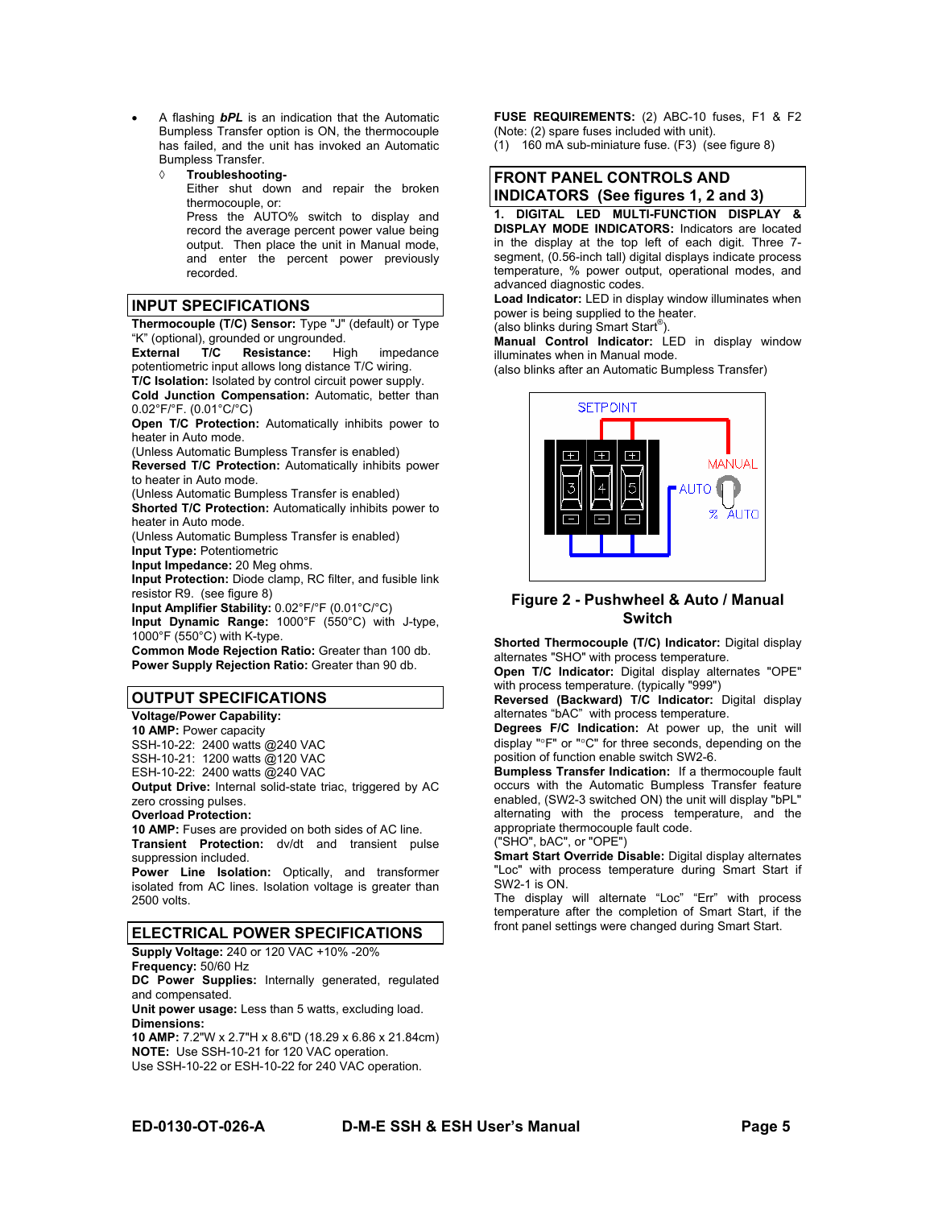- A flashing ***bPL*** is an indication that the Automatic Bumpless Transfer option is ON, the thermocouple has failed, and the unit has invoked an Automatic Bumpless Transfer.
  - ◊ **Troubleshooting-**
    Either shut down and repair the broken thermocouple, or:
    Press the AUTO% switch to display and record the average percent power value being output. Then place the unit in Manual mode, and enter the percent power previously recorded.

## INPUT SPECIFICATIONS

**Thermocouple (T/C) Sensor:** Type "J" (default) or Type "K" (optional), grounded or ungrounded.
**External T/C Resistance:** High impedance potentiometric input allows long distance T/C wiring.
**T/C Isolation:** Isolated by control circuit power supply.
**Cold Junction Compensation:** Automatic, better than 0.02°F/°F. (0.01°C/°C)
**Open T/C Protection:** Automatically inhibits power to heater in Auto mode.
(Unless Automatic Bumpless Transfer is enabled)
**Reversed T/C Protection:** Automatically inhibits power to heater in Auto mode.
(Unless Automatic Bumpless Transfer is enabled)
**Shorted T/C Protection:** Automatically inhibits power to heater in Auto mode.
(Unless Automatic Bumpless Transfer is enabled)
**Input Type:** Potentiometric
**Input Impedance:** 20 Meg ohms.
**Input Protection:** Diode clamp, RC filter, and fusible link resistor R9. (see figure 8)
**Input Amplifier Stability:** 0.02°F/°F (0.01°C/°C)
**Input Dynamic Range:** 1000°F (550°C) with J-type, 1000°F (550°C) with K-type.
**Common Mode Rejection Ratio:** Greater than 100 db.
**Power Supply Rejection Ratio:** Greater than 90 db.

## OUTPUT SPECIFICATIONS

**Voltage/Power Capability:**
**10 AMP:** Power capacity
SSH-10-22: 2400 watts @240 VAC
SSH-10-21: 1200 watts @120 VAC
ESH-10-22: 2400 watts @240 VAC
**Output Drive:** Internal solid-state triac, triggered by AC zero crossing pulses.
**Overload Protection:**
**10 AMP:** Fuses are provided on both sides of AC line.
**Transient Protection:** dv/dt and transient pulse suppression included.
**Power Line Isolation:** Optically, and transformer isolated from AC lines. Isolation voltage is greater than 2500 volts.

## ELECTRICAL POWER SPECIFICATIONS

**Supply Voltage:** 240 or 120 VAC +10% -20%
**Frequency:** 50/60 Hz
**DC Power Supplies:** Internally generated, regulated and compensated.
**Unit power usage:** Less than 5 watts, excluding load.
**Dimensions:**
**10 AMP:** 7.2"W x 2.7"H x 8.6"D (18.29 x 6.86 x 21.84cm)
**NOTE:** Use SSH-10-21 for 120 VAC operation.
Use SSH-10-22 or ESH-10-22 for 240 VAC operation.

**FUSE REQUIREMENTS:** (2) ABC-10 fuses, F1 & F2
(Note: (2) spare fuses included with unit).
(1) 160 mA sub-miniature fuse. (F3) (see figure 8)

## FRONT PANEL CONTROLS AND INDICATORS (See figures 1, 2 and 3)

**1. DIGITAL LED MULTI-FUNCTION DISPLAY & DISPLAY MODE INDICATORS:** Indicators are located in the display at the top left of each digit. Three 7-segment, (0.56-inch tall) digital displays indicate process temperature, % power output, operational modes, and advanced diagnostic codes.
**Load Indicator:** LED in display window illuminates when power is being supplied to the heater.
(also blinks during Smart Start®).
**Manual Control Indicator:** LED in display window illuminates when in Manual mode.
(also blinks after an Automatic Bumpless Transfer)

**Figure 2 - Pushwheel & Auto / Manual Switch**

**Shorted Thermocouple (T/C) Indicator:** Digital display alternates "SHO" with process temperature.
**Open T/C Indicator:** Digital display alternates "OPE" with process temperature. (typically "999")
**Reversed (Backward) T/C Indicator:** Digital display alternates "bAC" with process temperature.
**Degrees F/C Indication:** At power up, the unit will display "°F" or "°C" for three seconds, depending on the position of function enable switch SW2-6.
**Bumpless Transfer Indication:** If a thermocouple fault occurs with the Automatic Bumpless Transfer feature enabled, (SW2-3 switched ON) the unit will display "bPL" alternating with the process temperature, and the appropriate thermocouple fault code.
("SHO", bAC", or "OPE")
**Smart Start Override Disable:** Digital display alternates "Loc" with process temperature during Smart Start if SW2-1 is ON.
The display will alternate "Loc" "Err" with process temperature after the completion of Smart Start, if the front panel settings were changed during Smart Start.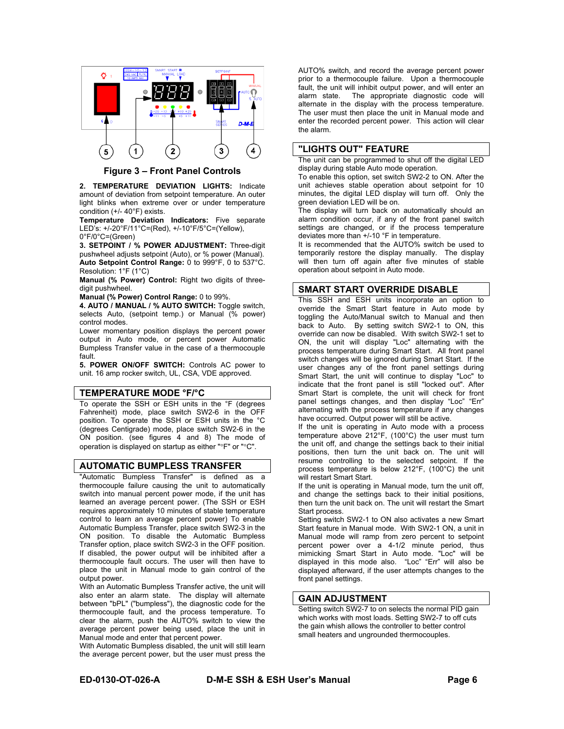Figure 3 – Front Panel Controls

**2. TEMPERATURE DEVIATION LIGHTS:** Indicate amount of deviation from setpoint temperature. An outer light blinks when extreme over or under temperature condition (+/- 40°F) exists.

**Temperature Deviation Indicators:** Five separate LED's: +/-20°F/11°C=(Red), +/-10°F/5°C=(Yellow), 0°F/0°C=(Green)

**3. SETPOINT / % POWER ADJUSTMENT:** Three-digit pushwheel adjusts setpoint (Auto), or % power (Manual).

**Auto Setpoint Control Range:** 0 to 999°F, 0 to 537°C. Resolution: 1°F (1°C)

**Manual (% Power) Control:** Right two digits of three-digit pushwheel.

**Manual (% Power) Control Range:** 0 to 99%.

**4. AUTO / MANUAL / % AUTO SWITCH:** Toggle switch, selects Auto, (setpoint temp.) or Manual (% power) control modes.

Lower momentary position displays the percent power output in Auto mode, or percent power Automatic Bumpless Transfer value in the case of a thermocouple fault.

**5. POWER ON/OFF SWITCH:** Controls AC power to unit. 16 amp rocker switch, UL, CSA, VDE approved.

## TEMPERATURE MODE °F/°C

To operate the SSH or ESH units in the °F (degrees Fahrenheit) mode, place switch SW2-6 in the OFF position. To operate the SSH or ESH units in the °C (degrees Centigrade) mode, place switch SW2-6 in the ON position. (see figures 4 and 8) The mode of operation is displayed on startup as either "°F" or "°C".

## AUTOMATIC BUMPLESS TRANSFER

"Automatic Bumpless Transfer" is defined as a thermocouple failure causing the unit to automatically switch into manual percent power mode, if the unit has learned an average percent power. (The SSH or ESH requires approximately 10 minutes of stable temperature control to learn an average percent power) To enable Automatic Bumpless Transfer, place switch SW2-3 in the ON position. To disable the Automatic Bumpless Transfer option, place switch SW2-3 in the OFF position. If disabled, the power output will be inhibited after a thermocouple fault occurs. The user will then have to place the unit in Manual mode to gain control of the output power.

With an Automatic Bumpless Transfer active, the unit will also enter an alarm state. The display will alternate between "bPL" ("bumpless"), the diagnostic code for the thermocouple fault, and the process temperature. To clear the alarm, push the AUTO% switch to view the average percent power being used, place the unit in Manual mode and enter that percent power.

With Automatic Bumpless disabled, the unit will still learn the average percent power, but the user must press the AUTO% switch, and record the average percent power prior to a thermocouple failure. Upon a thermocouple fault, the unit will inhibit output power, and will enter an alarm state. The appropriate diagnostic code will alternate in the display with the process temperature. The user must then place the unit in Manual mode and enter the recorded percent power. This action will clear the alarm.

## "LIGHTS OUT" FEATURE

The unit can be programmed to shut off the digital LED display during stable Auto mode operation.

To enable this option, set switch SW2-2 to ON. After the unit achieves stable operation about setpoint for 10 minutes, the digital LED display will turn off. Only the green deviation LED will be on.

The display will turn back on automatically should an alarm condition occur, if any of the front panel switch settings are changed, or if the process temperature deviates more than +/-10 °F in temperature.

It is recommended that the AUTO% switch be used to temporarily restore the display manually. The display will then turn off again after five minutes of stable operation about setpoint in Auto mode.

## SMART START OVERRIDE DISABLE

This SSH and ESH units incorporate an option to override the Smart Start feature in Auto mode by toggling the Auto/Manual switch to Manual and then back to Auto. By setting switch SW2-1 to ON, this override can now be disabled. With switch SW2-1 set to ON, the unit will display "Loc" alternating with the process temperature during Smart Start. All front panel switch changes will be ignored during Smart Start. If the user changes any of the front panel settings during Smart Start, the unit will continue to display "Loc" to indicate that the front panel is still "locked out". After Smart Start is complete, the unit will check for front panel settings changes, and then display "Loc" "Err" alternating with the process temperature if any changes have occurred. Output power will still be active.

If the unit is operating in Auto mode with a process temperature above 212°F, (100°C) the user must turn the unit off, and change the settings back to their initial positions, then turn the unit back on. The unit will resume controlling to the selected setpoint. If the process temperature is below 212°F, (100°C) the unit will restart Smart Start.

If the unit is operating in Manual mode, turn the unit off, and change the settings back to their initial positions, then turn the unit back on. The unit will restart the Smart Start process.

Setting switch SW2-1 to ON also activates a new Smart Start feature in Manual mode. With SW2-1 ON, a unit in Manual mode will ramp from zero percent to setpoint percent power over a 4-1/2 minute period, thus mimicking Smart Start in Auto mode. "Loc" will be displayed in this mode also. "Loc" "Err" will also be displayed afterward, if the user attempts changes to the front panel settings.

## GAIN ADJUSTMENT

Setting switch SW2-7 to on selects the normal PID gain which works with most loads. Setting SW2-7 to off cuts the gain whish allows the controller to better control small heaters and ungrounded thermocouples.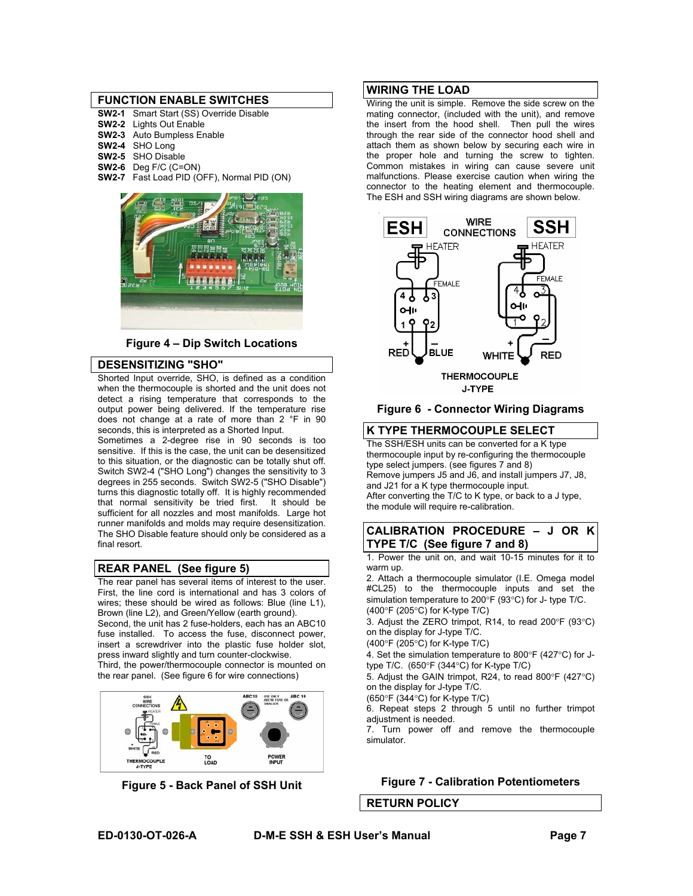## FUNCTION ENABLE SWITCHES

**SW2-1** Smart Start (SS) Override Disable
**SW2-2** Lights Out Enable
**SW2-3** Auto Bumpless Enable
**SW2-4** SHO Long
**SW2-5** SHO Disable
**SW2-6** Deg F/C (C=ON)
**SW2-7** Fast Load PID (OFF), Normal PID (ON)

**Figure 4 – Dip Switch Locations**

## DESENSITIZING "SHO"

Shorted Input override, SHO, is defined as a condition when the thermocouple is shorted and the unit does not detect a rising temperature that corresponds to the output power being delivered. If the temperature rise does not change at a rate of more than 2 °F in 90 seconds, this is interpreted as a Shorted Input.
Sometimes a 2-degree rise in 90 seconds is too sensitive. If this is the case, the unit can be desensitized to this situation, or the diagnostic can be totally shut off. Switch SW2-4 ("SHO Long") changes the sensitivity to 3 degrees in 255 seconds. Switch SW2-5 ("SHO Disable") turns this diagnostic totally off. It is highly recommended that normal sensitivity be tried first. It should be sufficient for all nozzles and most manifolds. Large hot runner manifolds and molds may require desensitization. The SHO Disable feature should only be considered as a final resort.

## REAR PANEL (See figure 5)

The rear panel has several items of interest to the user. First, the line cord is international and has 3 colors of wires; these should be wired as follows: Blue (line L1), Brown (line L2), and Green/Yellow (earth ground).
Second, the unit has 2 fuse-holders, each has an ABC10 fuse installed. To access the fuse, disconnect power, insert a screwdriver into the plastic fuse holder slot, press inward slightly and turn counter-clockwise.
Third, the power/thermocouple connector is mounted on the rear panel. (See figure 6 for wire connections)

**Figure 5 - Back Panel of SSH Unit**

## WIRING THE LOAD

Wiring the unit is simple. Remove the side screw on the mating connector, (included with the unit), and remove the insert from the hood shell. Then pull the wires through the rear side of the connector hood shell and attach them as shown below by securing each wire in the proper hole and turning the screw to tighten. Common mistakes in wiring can cause severe unit malfunctions. Please exercise caution when wiring the connector to the heating element and thermocouple. The ESH and SSH wiring diagrams are shown below.

**Figure 6 - Connector Wiring Diagrams**

## K TYPE THERMOCOUPLE SELECT

The SSH/ESH units can be converted for a K type thermocouple input by re-configuring the thermocouple type select jumpers. (see figures 7 and 8)
Remove jumpers J5 and J6, and install jumpers J7, J8, and J21 for a K type thermocouple input.
After converting the T/C to K type, or back to a J type, the module will require re-calibration.

## CALIBRATION PROCEDURE – J OR K TYPE T/C (See figure 7 and 8)

1. Power the unit on, and wait 10-15 minutes for it to warm up.
2. Attach a thermocouple simulator (I.E. Omega model #CL25) to the thermocouple inputs and set the simulation temperature to 200°F (93°C) for J- type T/C. (400°F (205°C) for K-type T/C)
3. Adjust the ZERO trimpot, R14, to read 200°F (93°C) on the display for J-type T/C. (400°F (205°C) for K-type T/C)
4. Set the simulation temperature to 800°F (427°C) for J-type T/C. (650°F (344°C) for K-type T/C)
5. Adjust the GAIN trimpot, R24, to read 800°F (427°C) on the display for J-type T/C. (650°F (344°C) for K-type T/C)
6. Repeat steps 2 through 5 until no further trimpot adjustment is needed.
7. Turn power off and remove the thermocouple simulator.

**Figure 7 - Calibration Potentiometers**

## RETURN POLICY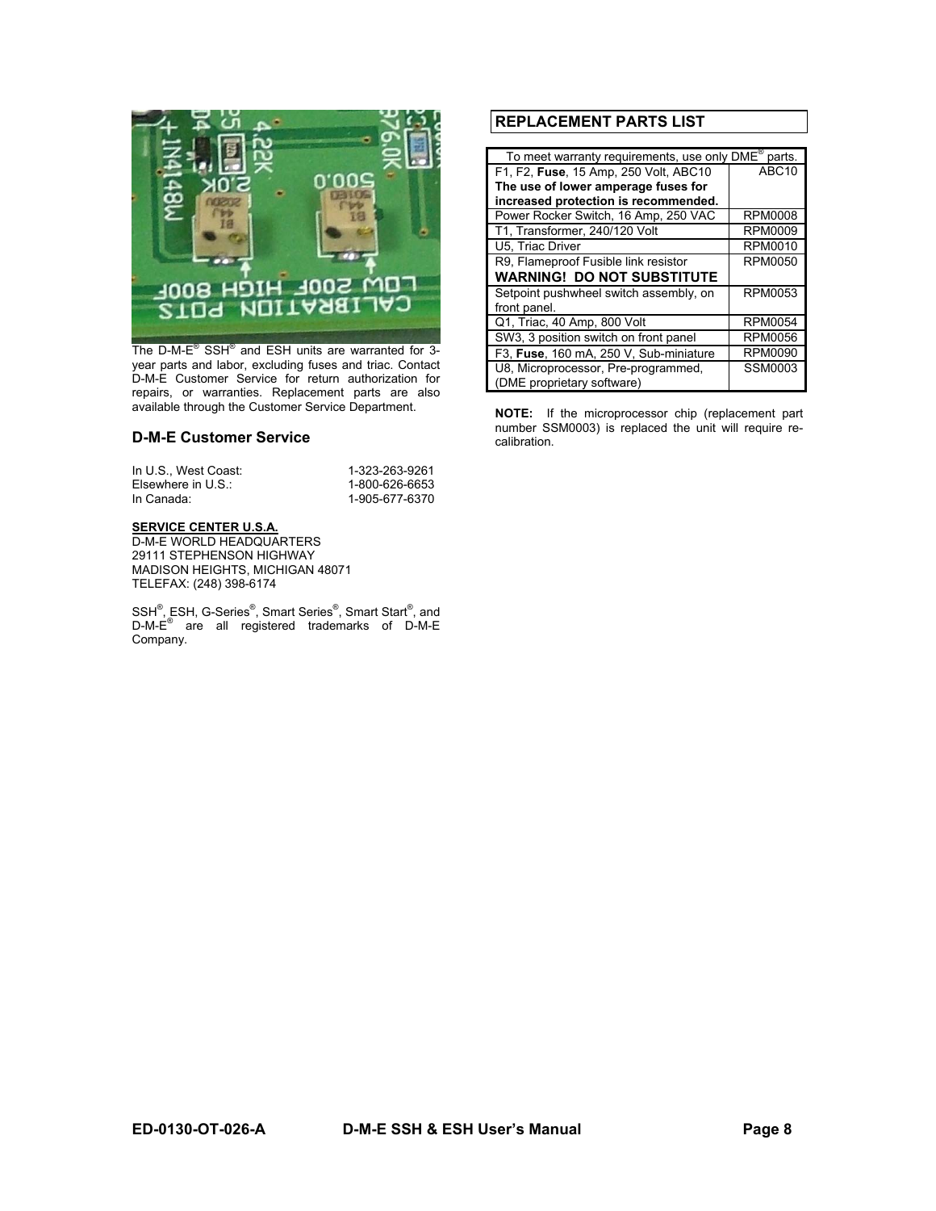The D-M-E® SSH® and ESH units are warranted for 3-year parts and labor, excluding fuses and triac. Contact D-M-E Customer Service for return authorization for repairs, or warranties. Replacement parts are also available through the Customer Service Department.

### D-M-E Customer Service

| | |
|---|---|
| In U.S., West Coast: | 1-323-263-9261 |
| Elsewhere in U.S.: | 1-800-626-6653 |
| In Canada: | 1-905-677-6370 |

**SERVICE CENTER U.S.A.**
D-M-E WORLD HEADQUARTERS
29111 STEPHENSON HIGHWAY
MADISON HEIGHTS, MICHIGAN 48071
TELEFAX: (248) 398-6174

SSH®, ESH, G-Series®, Smart Series®, Smart Start®, and D-M-E® are all registered trademarks of D-M-E Company.

### REPLACEMENT PARTS LIST

| To meet warranty requirements, use only DME® parts. | |
|---|---|
| F1, F2, **Fuse**, 15 Amp, 250 Volt, ABC10 **The use of lower amperage fuses for increased protection is recommended.** | ABC10 |
| Power Rocker Switch, 16 Amp, 250 VAC | RPM0008 |
| T1, Transformer, 240/120 Volt | RPM0009 |
| U5, Triac Driver | RPM0010 |
| R9, Flameproof Fusible link resistor **WARNING! DO NOT SUBSTITUTE** | RPM0050 |
| Setpoint pushwheel switch assembly, on front panel. | RPM0053 |
| Q1, Triac, 40 Amp, 800 Volt | RPM0054 |
| SW3, 3 position switch on front panel | RPM0056 |
| F3, **Fuse**, 160 mA, 250 V, Sub-miniature | RPM0090 |
| U8, Microprocessor, Pre-programmed, (DME proprietary software) | SSM0003 |

**NOTE:** If the microprocessor chip (replacement part number SSM0003) is replaced the unit will require re-calibration.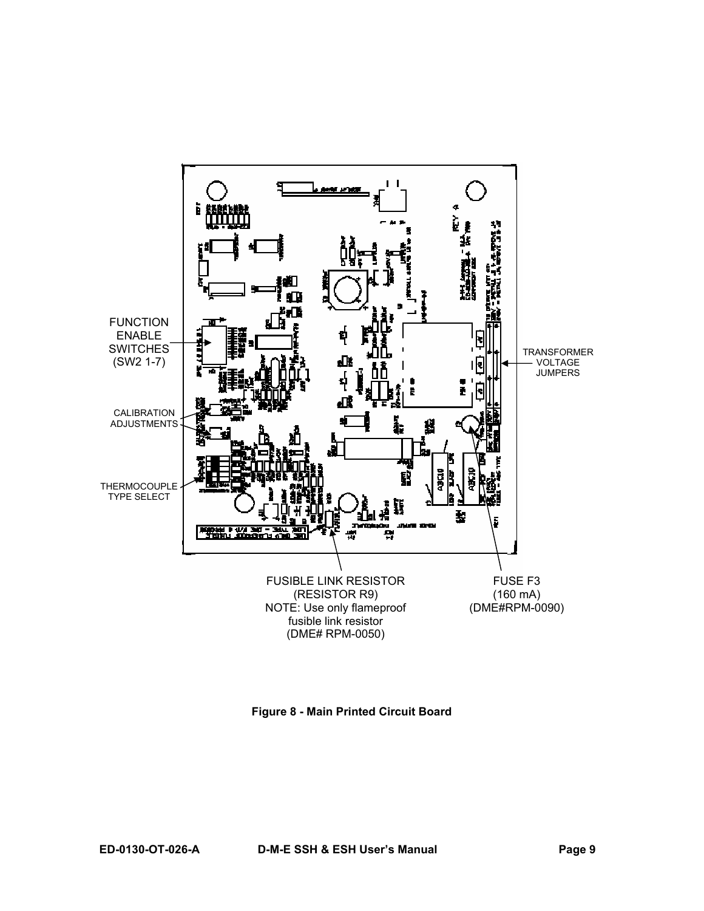FUNCTION ENABLE SWITCHES (SW2 1-7)

CALIBRATION ADJUSTMENTS

THERMOCOUPLE TYPE SELECT

TRANSFORMER VOLTAGE JUMPERS

FUSIBLE LINK RESISTOR (RESISTOR R9)
NOTE: Use only flameproof fusible link resistor (DME# RPM-0050)

FUSE F3 (160 mA) (DME#RPM-0090)

**Figure 8 - Main Printed Circuit Board**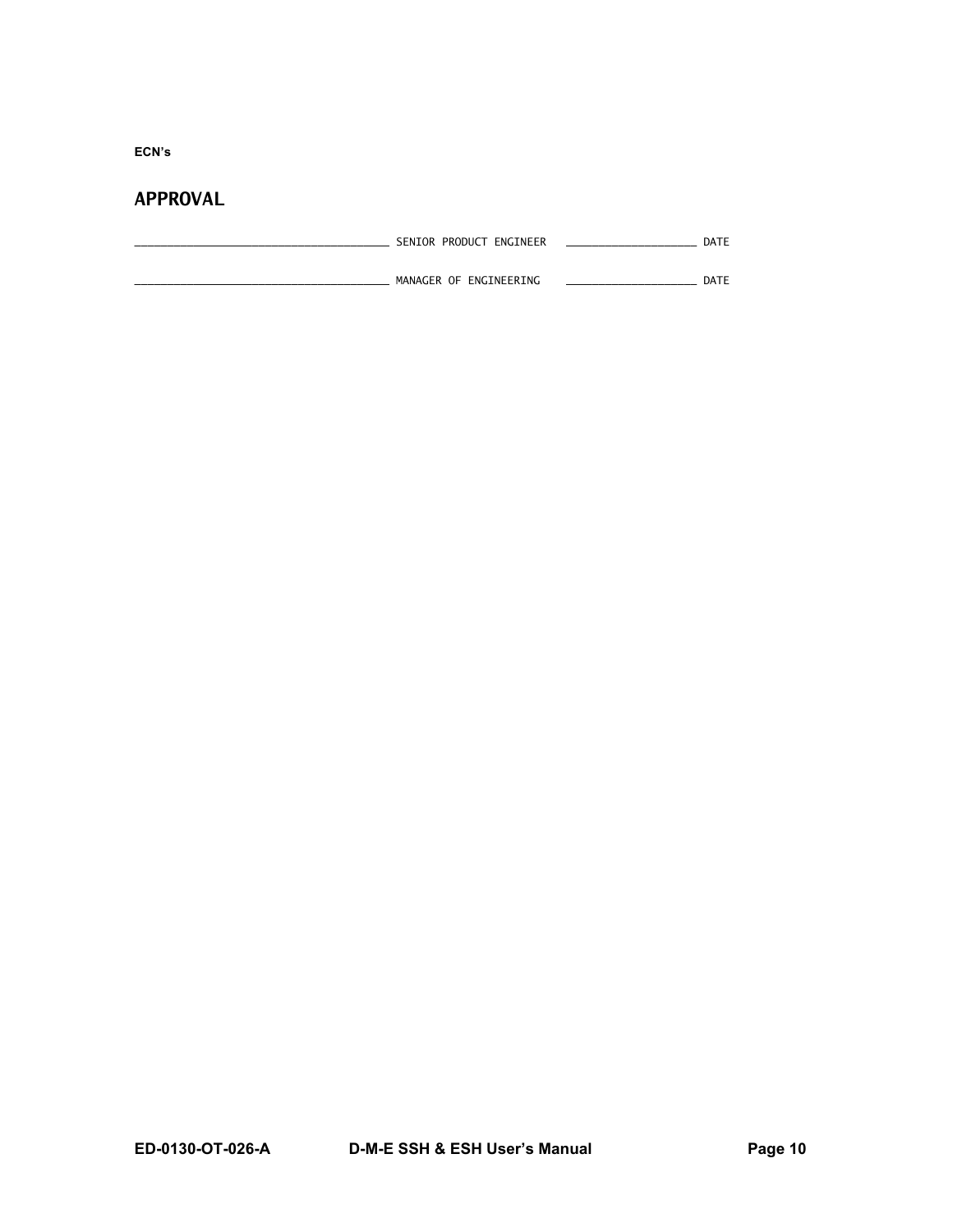**ECN's**

## APPROVAL

_____________________________________ SENIOR PRODUCT ENGINEER  ___________________ DATE

_____________________________________ MANAGER OF ENGINEERING  ___________________ DATE